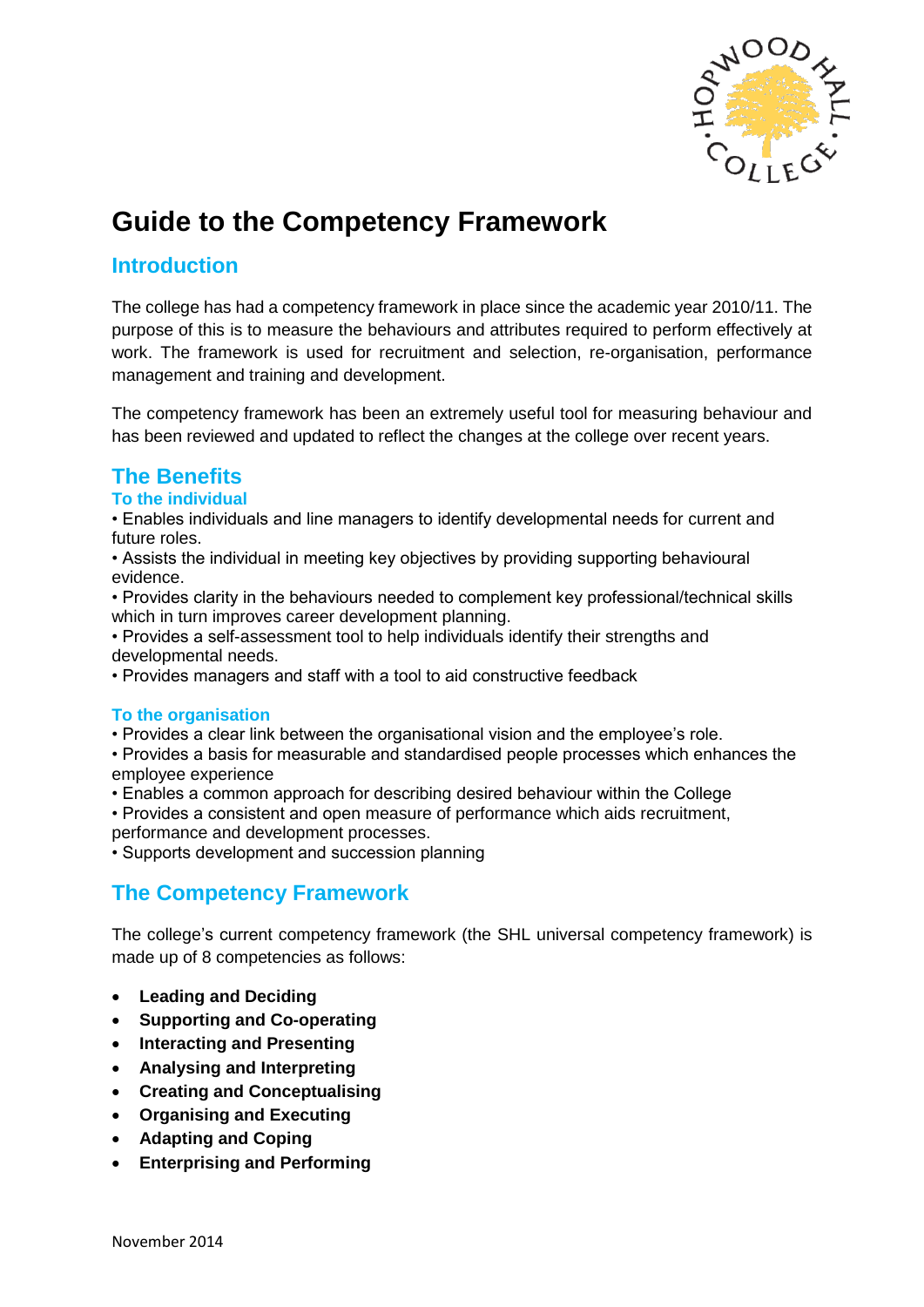# Guide to the Competency Framework

## Introduction

The college has had a competency framework in place since the academic year 2010/11. The purpose of this is to measure the behaviours and attributes required to perform effectively at work. The framework is used for recruitment and selection, re-organisation, performance management and training and development.

The competency framework has been an extremely useful tool for measuring behaviour and has been reviewed and updated to reflect the changes at the college over recent years.

## The Benefits

### To the individual

- Enables individuals and line managers to identify developmental needs for current and future roles.
- Assists the individual in meeting key objectives by providing supporting behavioural evidence.
- Provides clarity in the behaviours needed to complement key professional/technical skills which in turn improves career development planning.
- Provides a self-assessment tool to help individuals identify their strengths and developmental needs.
- Provides managers and staff with a tool to aid constructive feedback

### To the organisation

- Provides a clear link between the organisational vision and the employee's role.
- Provides a basis for measurable and standardised people processes which enhances the employee experience
- Enables a common approach for describing desired behaviour within the College
- Provides a consistent and open measure of performance which aids recruitment, performance and development processes.
- Supports development and succession planning

## The Competency Framework

The college's current competency framework (the SHL universal competency framework) is made up of 8 competencies as follows:

- **Leading and Deciding**
- **Supporting and Co-operating**
- **Interacting and Presenting**
- **Analysing and Interpreting**
- **Creating and Conceptualising**
- **Organising and Executing**
- **Adapting and Coping**
- **Enterprising and Performing**

November 2014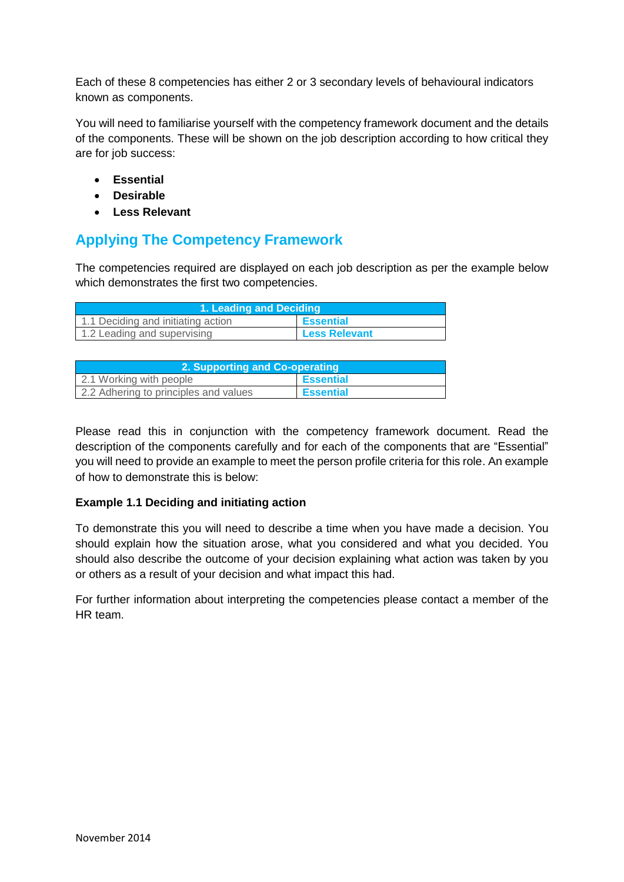Each of these 8 competencies has either 2 or 3 secondary levels of behavioural indicators known as components.

You will need to familiarise yourself with the competency framework document and the details of the components. These will be shown on the job description according to how critical they are for job success:

- **Essential**
- **Desirable**
- **Less Relevant**

## Applying The Competency Framework

The competencies required are displayed on each job description as per the example below which demonstrates the first two competencies.

| 1. Leading and Deciding | |
|---|---|
| 1.1 Deciding and initiating action | **Essential** |
| 1.2 Leading and supervising | **Less Relevant** |

| 2. Supporting and Co-operating | |
|---|---|
| 2.1 Working with people | **Essential** |
| 2.2 Adhering to principles and values | **Essential** |

Please read this in conjunction with the competency framework document. Read the description of the components carefully and for each of the components that are "Essential" you will need to provide an example to meet the person profile criteria for this role. An example of how to demonstrate this is below:

**Example 1.1 Deciding and initiating action**

To demonstrate this you will need to describe a time when you have made a decision. You should explain how the situation arose, what you considered and what you decided. You should also describe the outcome of your decision explaining what action was taken by you or others as a result of your decision and what impact this had.

For further information about interpreting the competencies please contact a member of the HR team.